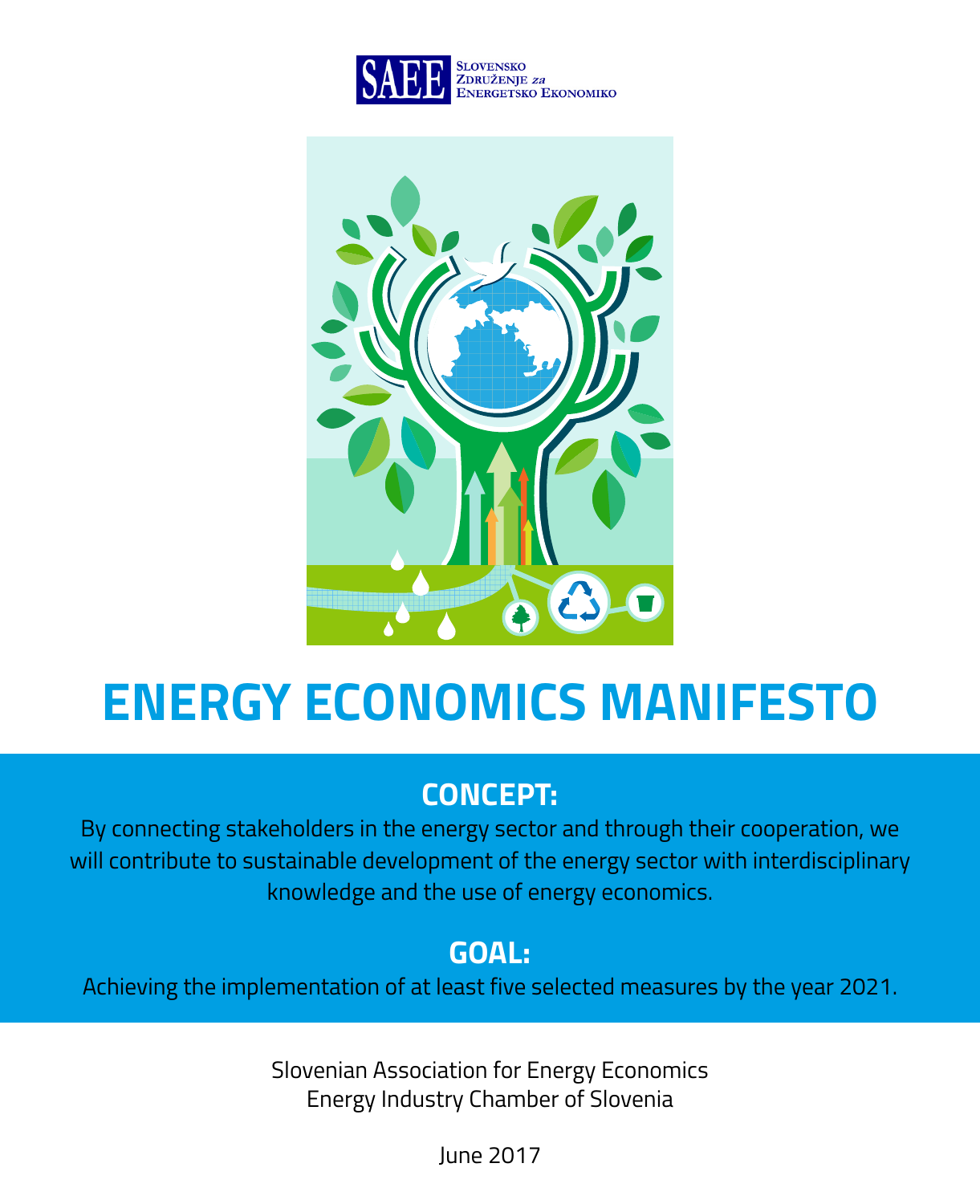SAEE — Slovensko Združenje za Energetsko Ekonomiko

# ENERGY ECONOMICS MANIFESTO

## CONCEPT:

By connecting stakeholders in the energy sector and through their cooperation, we will contribute to sustainable development of the energy sector with interdisciplinary knowledge and the use of energy economics.

## GOAL:

Achieving the implementation of at least five selected measures by the year 2021.

Slovenian Association for Energy Economics
Energy Industry Chamber of Slovenia

June 2017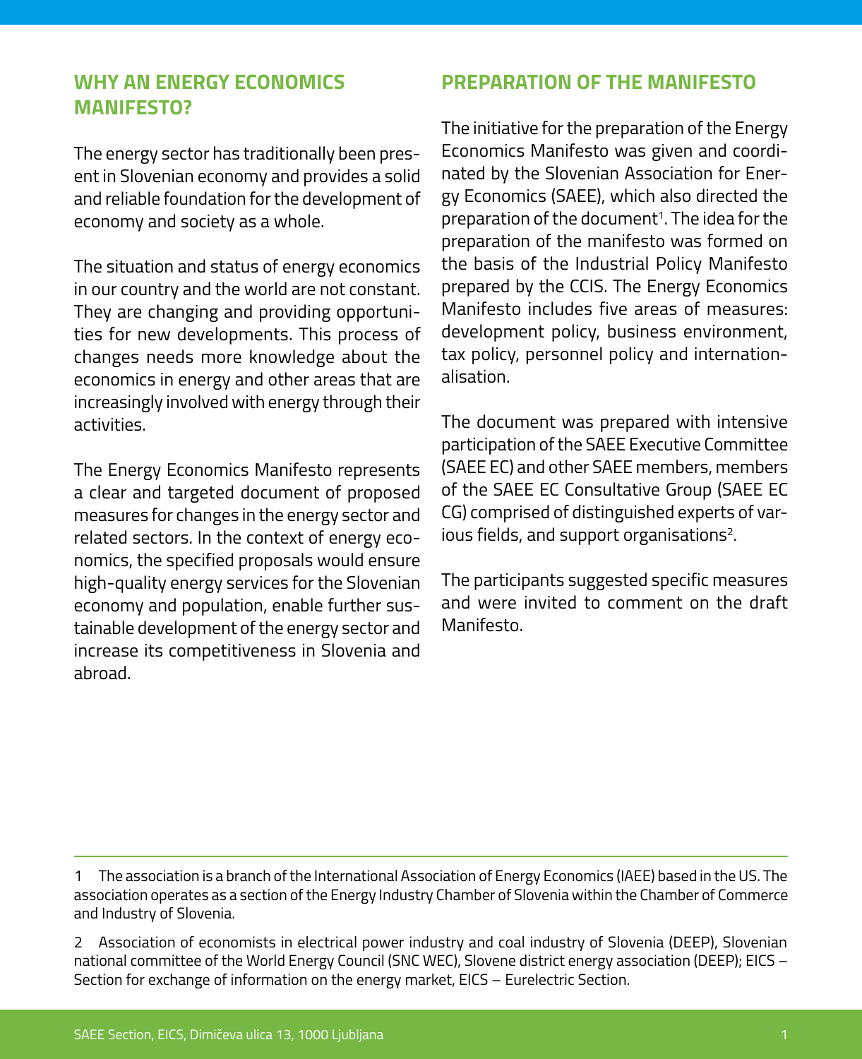## WHY AN ENERGY ECONOMICS MANIFESTO?

The energy sector has traditionally been present in Slovenian economy and provides a solid and reliable foundation for the development of economy and society as a whole.

The situation and status of energy economics in our country and the world are not constant. They are changing and providing opportunities for new developments. This process of changes needs more knowledge about the economics in energy and other areas that are increasingly involved with energy through their activities.

The Energy Economics Manifesto represents a clear and targeted document of proposed measures for changes in the energy sector and related sectors. In the context of energy economics, the specified proposals would ensure high-quality energy services for the Slovenian economy and population, enable further sustainable development of the energy sector and increase its competitiveness in Slovenia and abroad.

## PREPARATION OF THE MANIFESTO

The initiative for the preparation of the Energy Economics Manifesto was given and coordinated by the Slovenian Association for Energy Economics (SAEE), which also directed the preparation of the document[1]. The idea for the preparation of the manifesto was formed on the basis of the Industrial Policy Manifesto prepared by the CCIS. The Energy Economics Manifesto includes five areas of measures: development policy, business environment, tax policy, personnel policy and internationalisation.

The document was prepared with intensive participation of the SAEE Executive Committee (SAEE EC) and other SAEE members, members of the SAEE EC Consultative Group (SAEE EC CG) comprised of distinguished experts of various fields, and support organisations[2].

The participants suggested specific measures and were invited to comment on the draft Manifesto.

---

1 The association is a branch of the International Association of Energy Economics (IAEE) based in the US. The association operates as a section of the Energy Industry Chamber of Slovenia within the Chamber of Commerce and Industry of Slovenia.

2 Association of economists in electrical power industry and coal industry of Slovenia (DEEP), Slovenian national committee of the World Energy Council (SNC WEC), Slovene district energy association (DEEP); EICS – Section for exchange of information on the energy market, EICS – Eurelectric Section.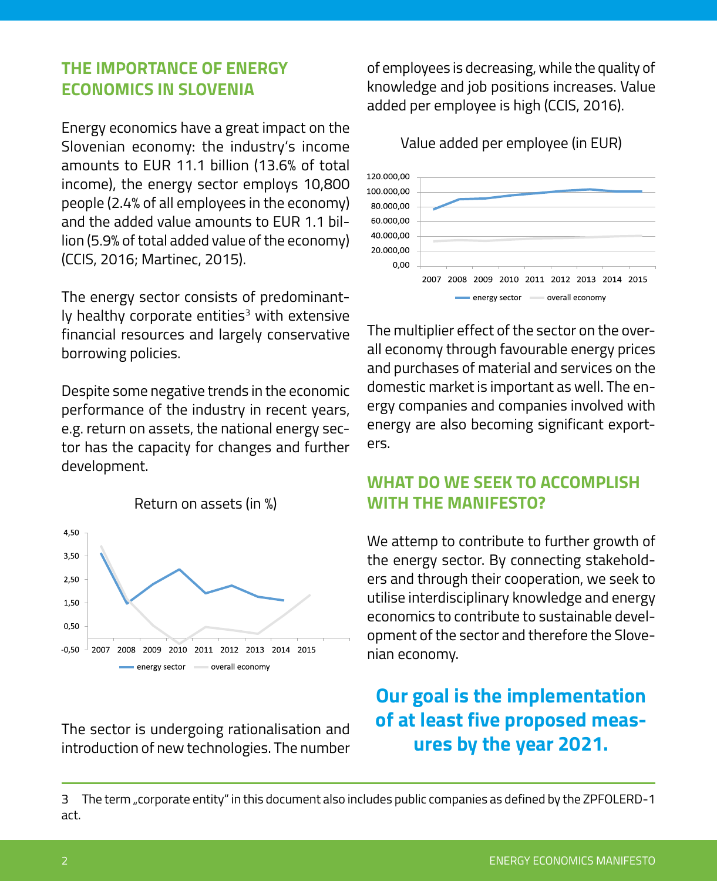## THE IMPORTANCE OF ENERGY ECONOMICS IN SLOVENIA

Energy economics have a great impact on the Slovenian economy: the industry's income amounts to EUR 11.1 billion (13.6% of total income), the energy sector employs 10,800 people (2.4% of all employees in the economy) and the added value amounts to EUR 1.1 billion (5.9% of total added value of the economy) (CCIS, 2016; Martinec, 2015).

The energy sector consists of predominantly healthy corporate entities[3] with extensive financial resources and largely conservative borrowing policies.

Despite some negative trends in the economic performance of the industry in recent years, e.g. return on assets, the national energy sector has the capacity for changes and further development.

Return on assets (in %)

The sector is undergoing rationalisation and introduction of new technologies. The number of employees is decreasing, while the quality of knowledge and job positions increases. Value added per employee is high (CCIS, 2016).

Value added per employee (in EUR)

The multiplier effect of the sector on the overall economy through favourable energy prices and purchases of material and services on the domestic market is important as well. The energy companies and companies involved with energy are also becoming significant exporters.

## WHAT DO WE SEEK TO ACCOMPLISH WITH THE MANIFESTO?

We attemp to contribute to further growth of the energy sector. By connecting stakeholders and through their cooperation, we seek to utilise interdisciplinary knowledge and energy economics to contribute to sustainable development of the sector and therefore the Slovenian economy.

**Our goal is the implementation of at least five proposed measures by the year 2021.**

---

3 The term „corporate entity" in this document also includes public companies as defined by the ZPFOLERD-1 act.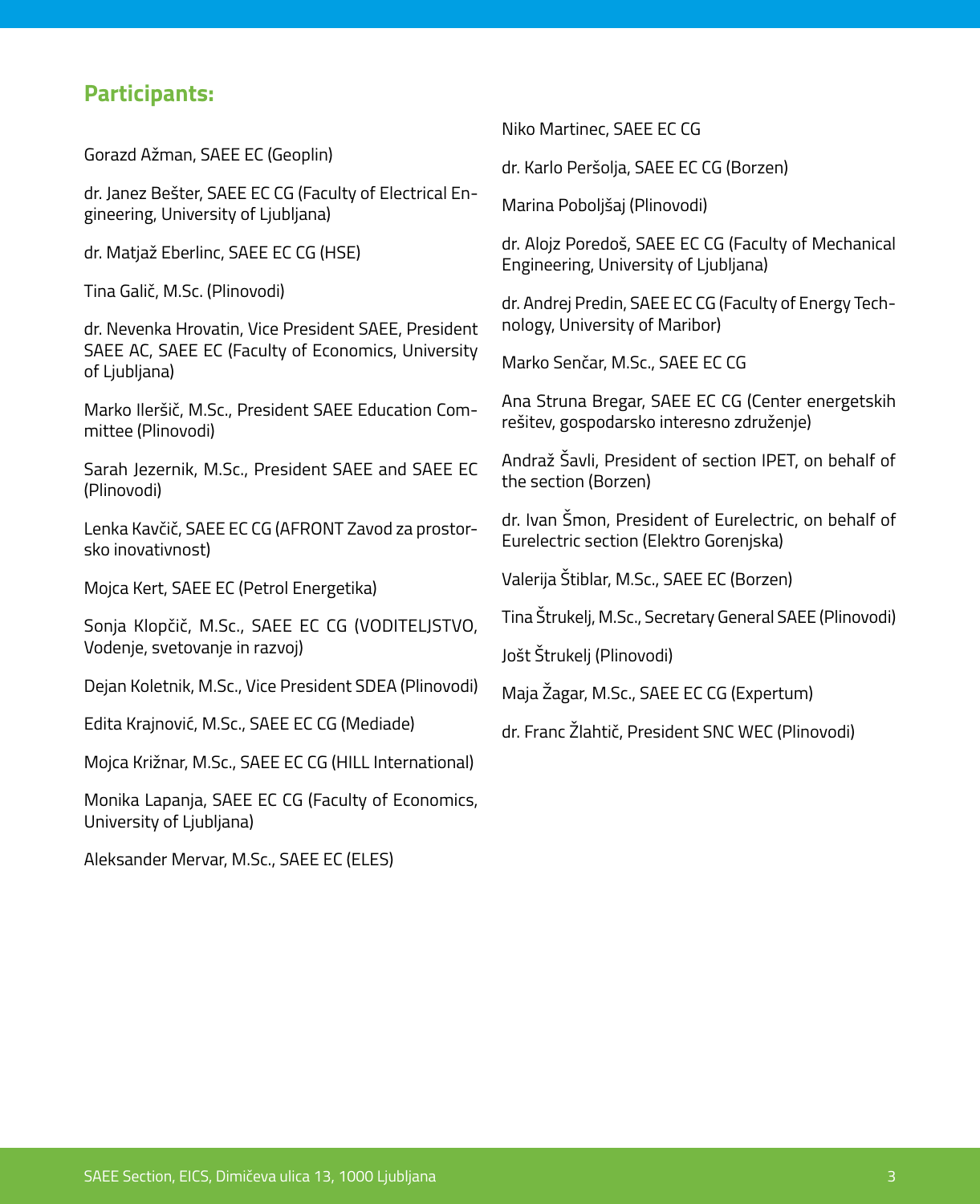## Participants:

Gorazd Ažman, SAEE EC (Geoplin)

dr. Janez Bešter, SAEE EC CG (Faculty of Electrical Engineering, University of Ljubljana)

dr. Matjaž Eberlinc, SAEE EC CG (HSE)

Tina Galič, M.Sc. (Plinovodi)

dr. Nevenka Hrovatin, Vice President SAEE, President SAEE AC, SAEE EC (Faculty of Economics, University of Ljubljana)

Marko Ileršič, M.Sc., President SAEE Education Committee (Plinovodi)

Sarah Jezernik, M.Sc., President SAEE and SAEE EC (Plinovodi)

Lenka Kavčič, SAEE EC CG (AFRONT Zavod za prostorsko inovativnost)

Mojca Kert, SAEE EC (Petrol Energetika)

Sonja Klopčič, M.Sc., SAEE EC CG (VODITELJSTVO, Vodenje, svetovanje in razvoj)

Dejan Koletnik, M.Sc., Vice President SDEA (Plinovodi)

Edita Krajnović, M.Sc., SAEE EC CG (Mediade)

Mojca Križnar, M.Sc., SAEE EC CG (HILL International)

Monika Lapanja, SAEE EC CG (Faculty of Economics, University of Ljubljana)

Aleksander Mervar, M.Sc., SAEE EC (ELES)

Niko Martinec, SAEE EC CG

dr. Karlo Peršolja, SAEE EC CG (Borzen)

Marina Poboljšaj (Plinovodi)

dr. Alojz Poredoš, SAEE EC CG (Faculty of Mechanical Engineering, University of Ljubljana)

dr. Andrej Predin, SAEE EC CG (Faculty of Energy Technology, University of Maribor)

Marko Senčar, M.Sc., SAEE EC CG

Ana Struna Bregar, SAEE EC CG (Center energetskih rešitev, gospodarsko interesno združenje)

Andraž Šavli, President of section IPET, on behalf of the section (Borzen)

dr. Ivan Šmon, President of Eurelectric, on behalf of Eurelectric section (Elektro Gorenjska)

Valerija Štiblar, M.Sc., SAEE EC (Borzen)

Tina Štrukelj, M.Sc., Secretary General SAEE (Plinovodi)

Jošt Štrukelj (Plinovodi)

Maja Žagar, M.Sc., SAEE EC CG (Expertum)

dr. Franc Žlahtič, President SNC WEC (Plinovodi)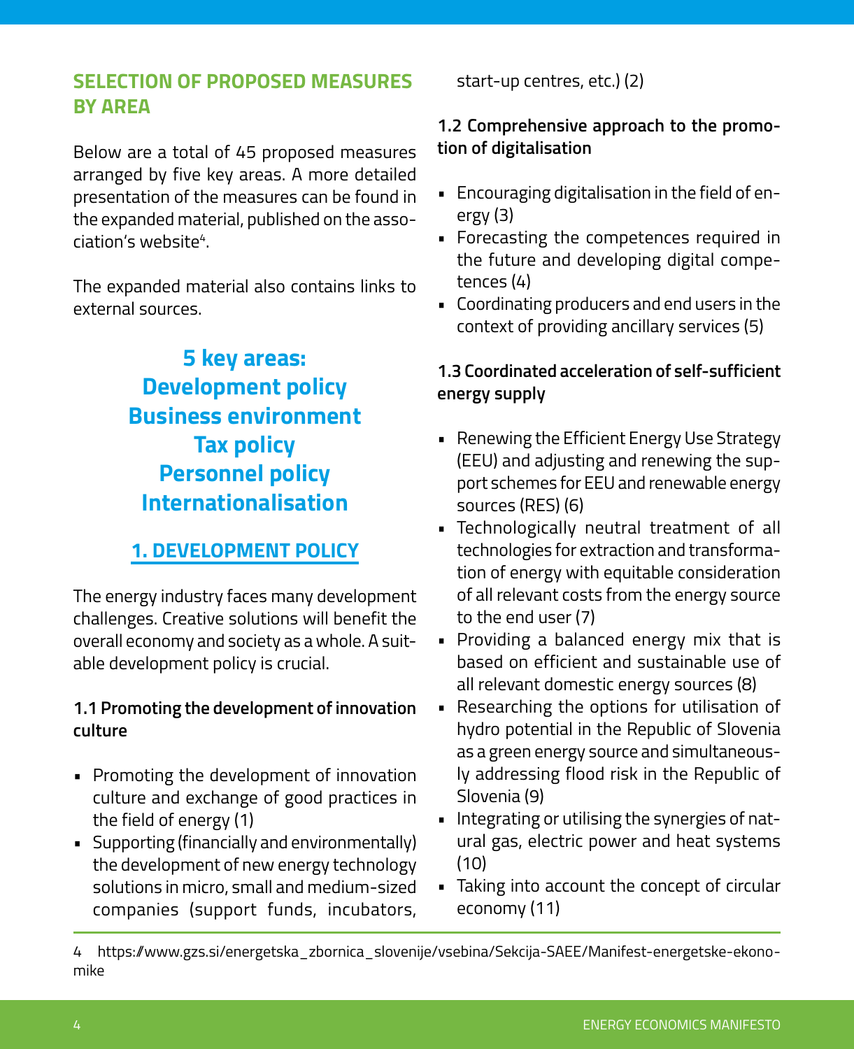## SELECTION OF PROPOSED MEASURES BY AREA

Below are a total of 45 proposed measures arranged by five key areas. A more detailed presentation of the measures can be found in the expanded material, published on the association's website[4].

The expanded material also contains links to external sources.

**5 key areas:**
**Development policy**
**Business environment**
**Tax policy**
**Personnel policy**
**Internationalisation**

## 1. DEVELOPMENT POLICY

The energy industry faces many development challenges. Creative solutions will benefit the overall economy and society as a whole. A suitable development policy is crucial.

### 1.1 Promoting the development of innovation culture

- Promoting the development of innovation culture and exchange of good practices in the field of energy (1)
- Supporting (financially and environmentally) the development of new energy technology solutions in micro, small and medium-sized companies (support funds, incubators, start-up centres, etc.) (2)

### 1.2 Comprehensive approach to the promotion of digitalisation

- Encouraging digitalisation in the field of energy (3)
- Forecasting the competences required in the future and developing digital competences (4)
- Coordinating producers and end users in the context of providing ancillary services (5)

### 1.3 Coordinated acceleration of self-sufficient energy supply

- Renewing the Efficient Energy Use Strategy (EEU) and adjusting and renewing the support schemes for EEU and renewable energy sources (RES) (6)
- Technologically neutral treatment of all technologies for extraction and transformation of energy with equitable consideration of all relevant costs from the energy source to the end user (7)
- Providing a balanced energy mix that is based on efficient and sustainable use of all relevant domestic energy sources (8)
- Researching the options for utilisation of hydro potential in the Republic of Slovenia as a green energy source and simultaneously addressing flood risk in the Republic of Slovenia (9)
- Integrating or utilising the synergies of natural gas, electric power and heat systems (10)
- Taking into account the concept of circular economy (11)

4 https://www.gzs.si/energetska_zbornica_slovenije/vsebina/Sekcija-SAEE/Manifest-energetske-ekonomike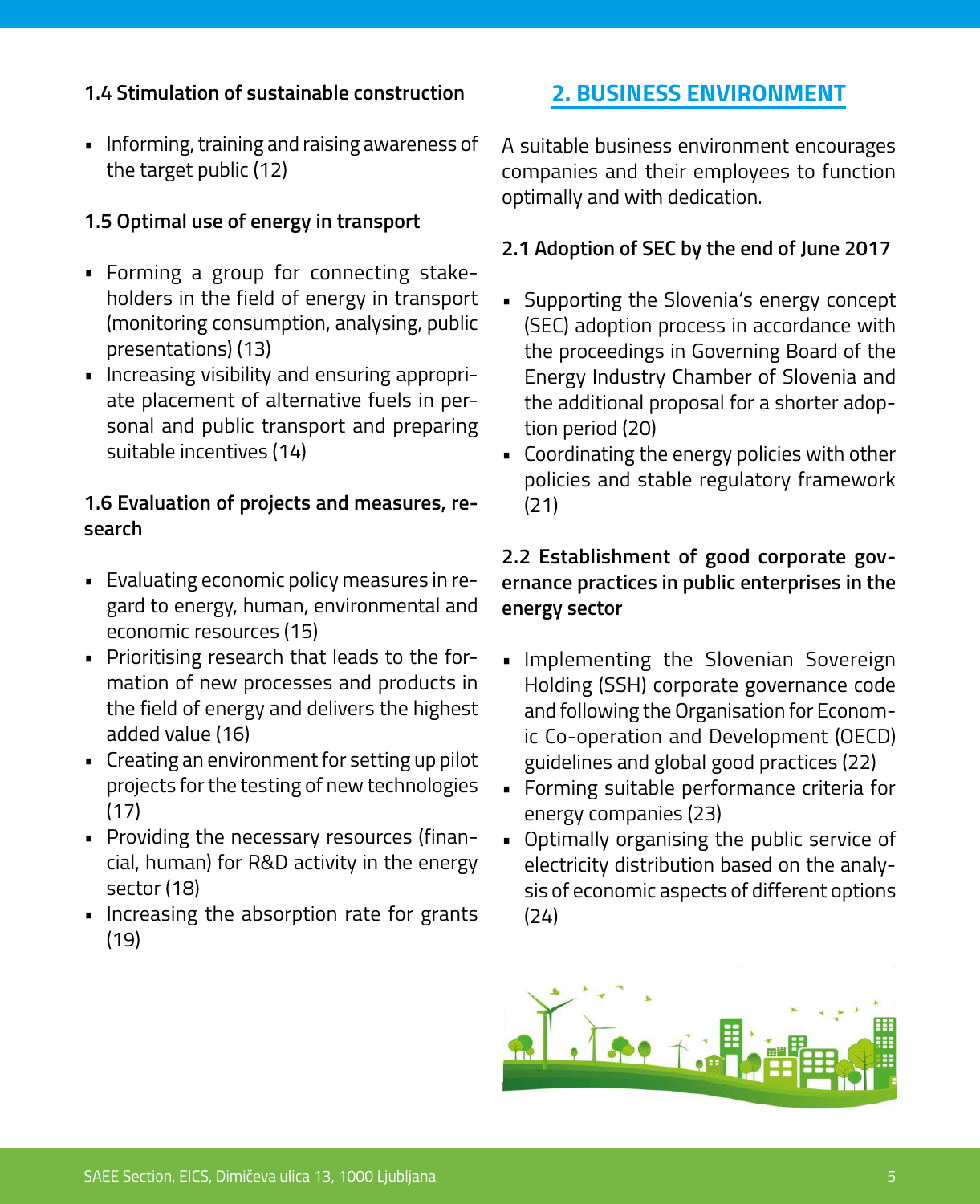### 1.4 Stimulation of sustainable construction

- Informing, training and raising awareness of the target public (12)

### 1.5 Optimal use of energy in transport

- Forming a group for connecting stakeholders in the field of energy in transport (monitoring consumption, analysing, public presentations) (13)
- Increasing visibility and ensuring appropriate placement of alternative fuels in personal and public transport and preparing suitable incentives (14)

### 1.6 Evaluation of projects and measures, research

- Evaluating economic policy measures in regard to energy, human, environmental and economic resources (15)
- Prioritising research that leads to the formation of new processes and products in the field of energy and delivers the highest added value (16)
- Creating an environment for setting up pilot projects for the testing of new technologies (17)
- Providing the necessary resources (financial, human) for R&D activity in the energy sector (18)
- Increasing the absorption rate for grants (19)

## 2. BUSINESS ENVIRONMENT

A suitable business environment encourages companies and their employees to function optimally and with dedication.

### 2.1 Adoption of SEC by the end of June 2017

- Supporting the Slovenia's energy concept (SEC) adoption process in accordance with the proceedings in Governing Board of the Energy Industry Chamber of Slovenia and the additional proposal for a shorter adoption period (20)
- Coordinating the energy policies with other policies and stable regulatory framework (21)

### 2.2 Establishment of good corporate governance practices in public enterprises in the energy sector

- Implementing the Slovenian Sovereign Holding (SSH) corporate governance code and following the Organisation for Economic Co-operation and Development (OECD) guidelines and global good practices (22)
- Forming suitable performance criteria for energy companies (23)
- Optimally organising the public service of electricity distribution based on the analysis of economic aspects of different options (24)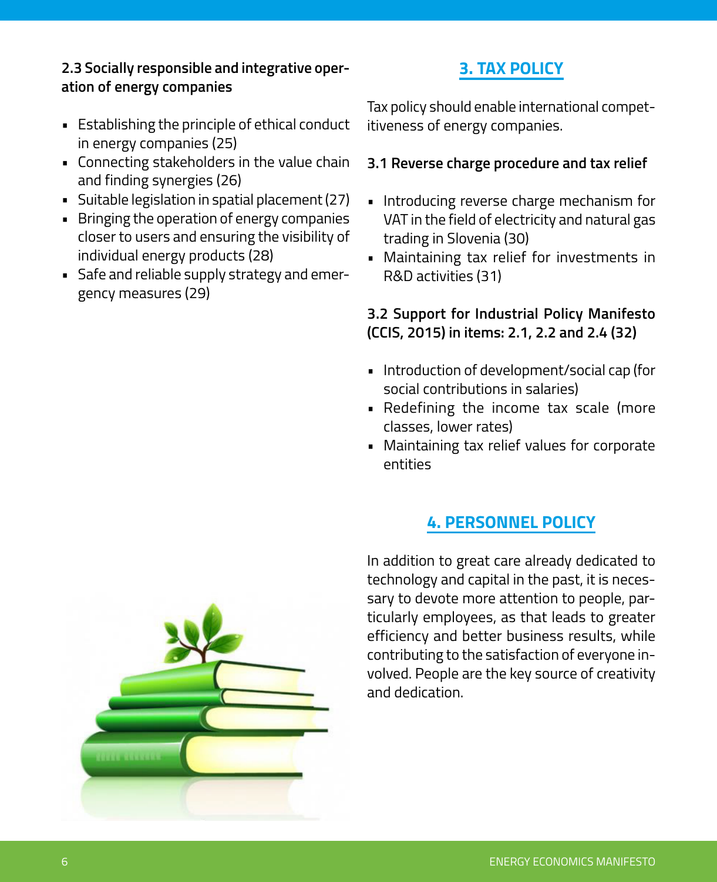### 2.3 Socially responsible and integrative operation of energy companies

- Establishing the principle of ethical conduct in energy companies (25)
- Connecting stakeholders in the value chain and finding synergies (26)
- Suitable legislation in spatial placement (27)
- Bringing the operation of energy companies closer to users and ensuring the visibility of individual energy products (28)
- Safe and reliable supply strategy and emergency measures (29)

## 3. TAX POLICY

Tax policy should enable international competitiveness of energy companies.

### 3.1 Reverse charge procedure and tax relief

- Introducing reverse charge mechanism for VAT in the field of electricity and natural gas trading in Slovenia (30)
- Maintaining tax relief for investments in R&D activities (31)

### 3.2 Support for Industrial Policy Manifesto (CCIS, 2015) in items: 2.1, 2.2 and 2.4 (32)

- Introduction of development/social cap (for social contributions in salaries)
- Redefining the income tax scale (more classes, lower rates)
- Maintaining tax relief values for corporate entities

## 4. PERSONNEL POLICY

In addition to great care already dedicated to technology and capital in the past, it is necessary to devote more attention to people, particularly employees, as that leads to greater efficiency and better business results, while contributing to the satisfaction of everyone involved. People are the key source of creativity and dedication.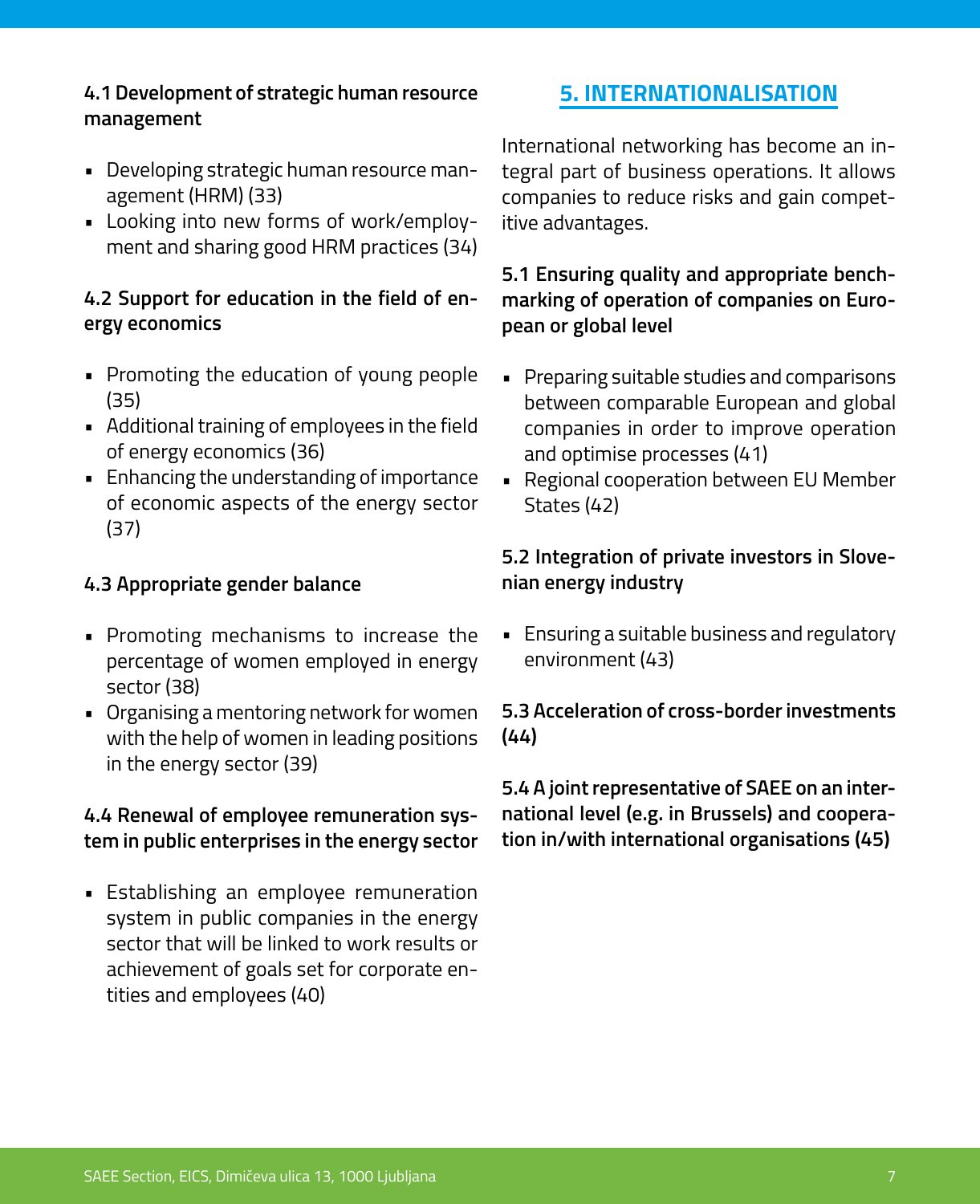### 4.1 Development of strategic human resource management

- Developing strategic human resource management (HRM) (33)
- Looking into new forms of work/employment and sharing good HRM practices (34)

### 4.2 Support for education in the field of energy economics

- Promoting the education of young people (35)
- Additional training of employees in the field of energy economics (36)
- Enhancing the understanding of importance of economic aspects of the energy sector (37)

### 4.3 Appropriate gender balance

- Promoting mechanisms to increase the percentage of women employed in energy sector (38)
- Organising a mentoring network for women with the help of women in leading positions in the energy sector (39)

### 4.4 Renewal of employee remuneration system in public enterprises in the energy sector

- Establishing an employee remuneration system in public companies in the energy sector that will be linked to work results or achievement of goals set for corporate entities and employees (40)

## 5. INTERNATIONALISATION

International networking has become an integral part of business operations. It allows companies to reduce risks and gain competitive advantages.

### 5.1 Ensuring quality and appropriate benchmarking of operation of companies on European or global level

- Preparing suitable studies and comparisons between comparable European and global companies in order to improve operation and optimise processes (41)
- Regional cooperation between EU Member States (42)

### 5.2 Integration of private investors in Slovenian energy industry

- Ensuring a suitable business and regulatory environment (43)

### 5.3 Acceleration of cross-border investments (44)

### 5.4 A joint representative of SAEE on an international level (e.g. in Brussels) and cooperation in/with international organisations (45)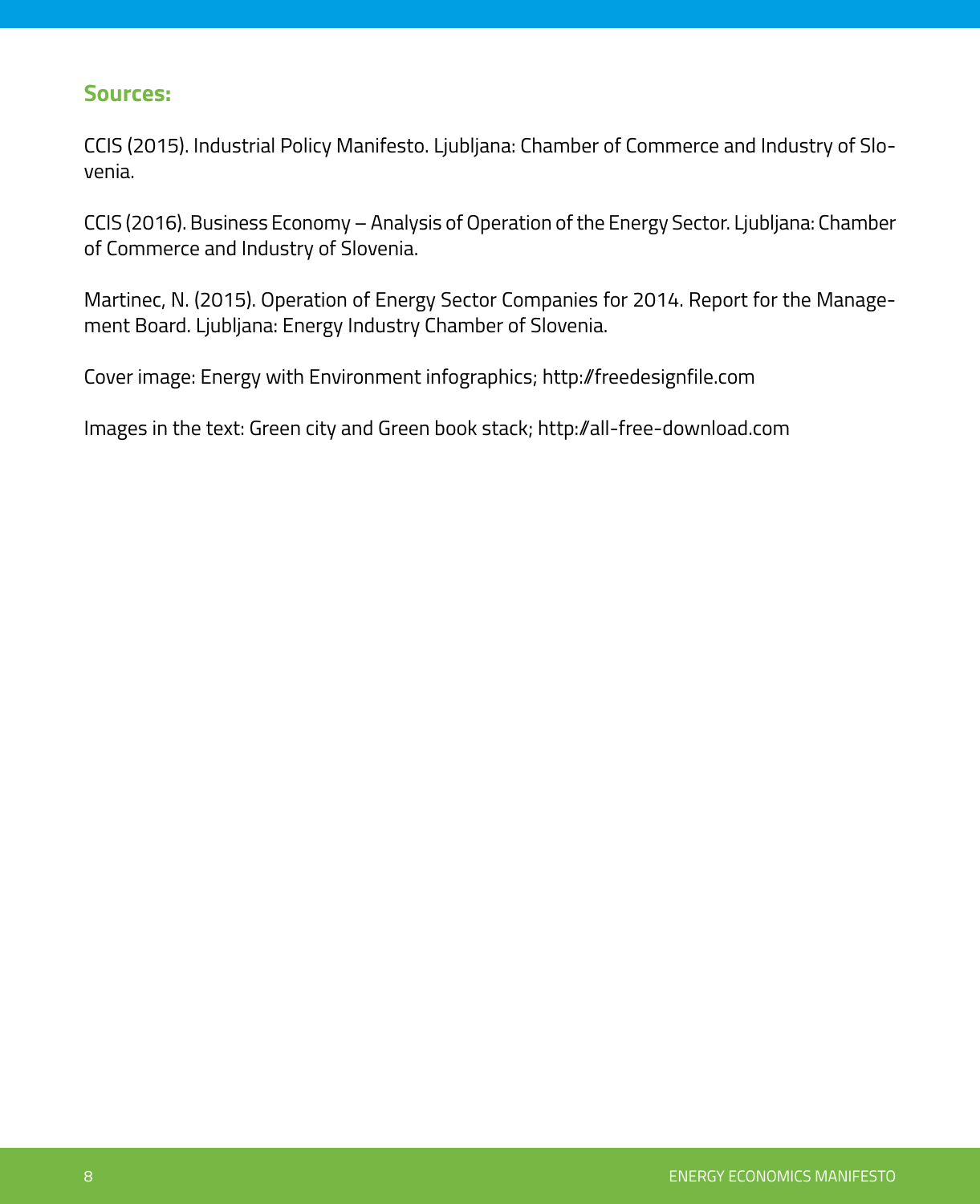## Sources:

CCIS (2015). Industrial Policy Manifesto. Ljubljana: Chamber of Commerce and Industry of Slovenia.

CCIS (2016). Business Economy – Analysis of Operation of the Energy Sector. Ljubljana: Chamber of Commerce and Industry of Slovenia.

Martinec, N. (2015). Operation of Energy Sector Companies for 2014. Report for the Management Board. Ljubljana: Energy Industry Chamber of Slovenia.

Cover image: Energy with Environment infographics; http://freedesignfile.com

Images in the text: Green city and Green book stack; http://all-free-download.com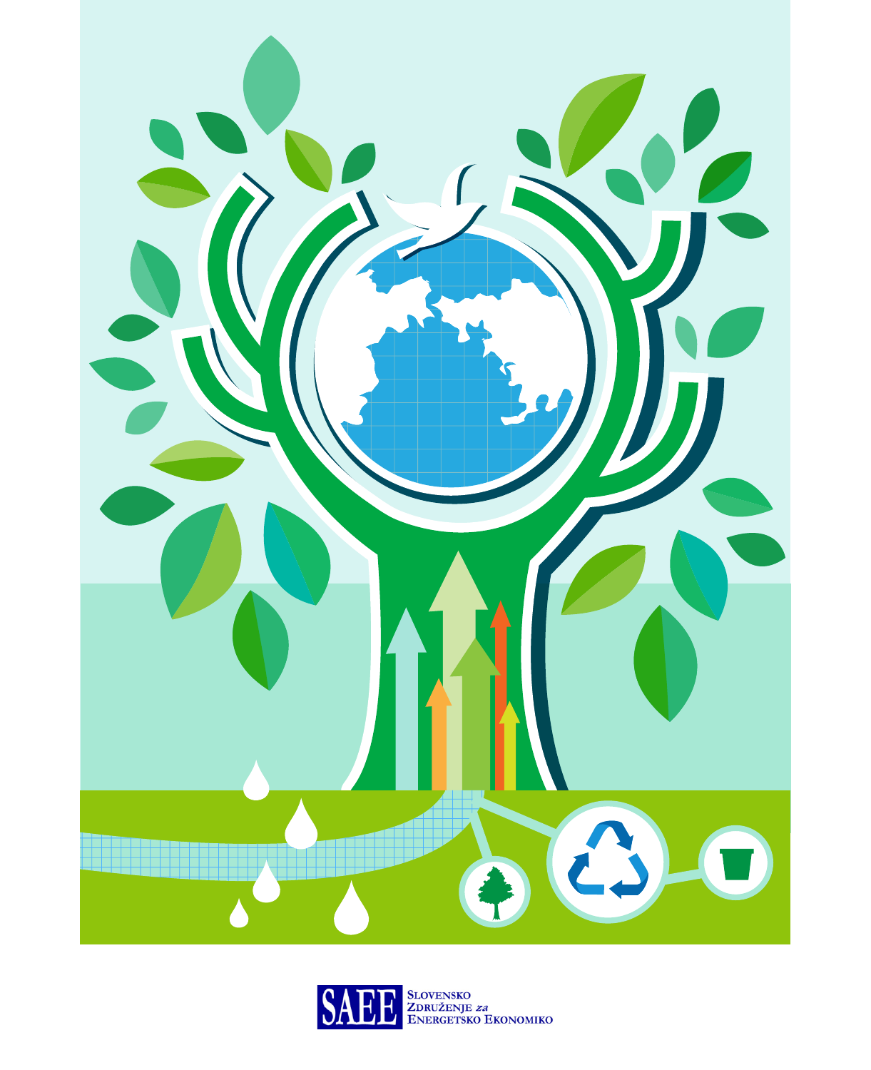SAEE

Slovensko Združenje *za* Energetsko Ekonomiko